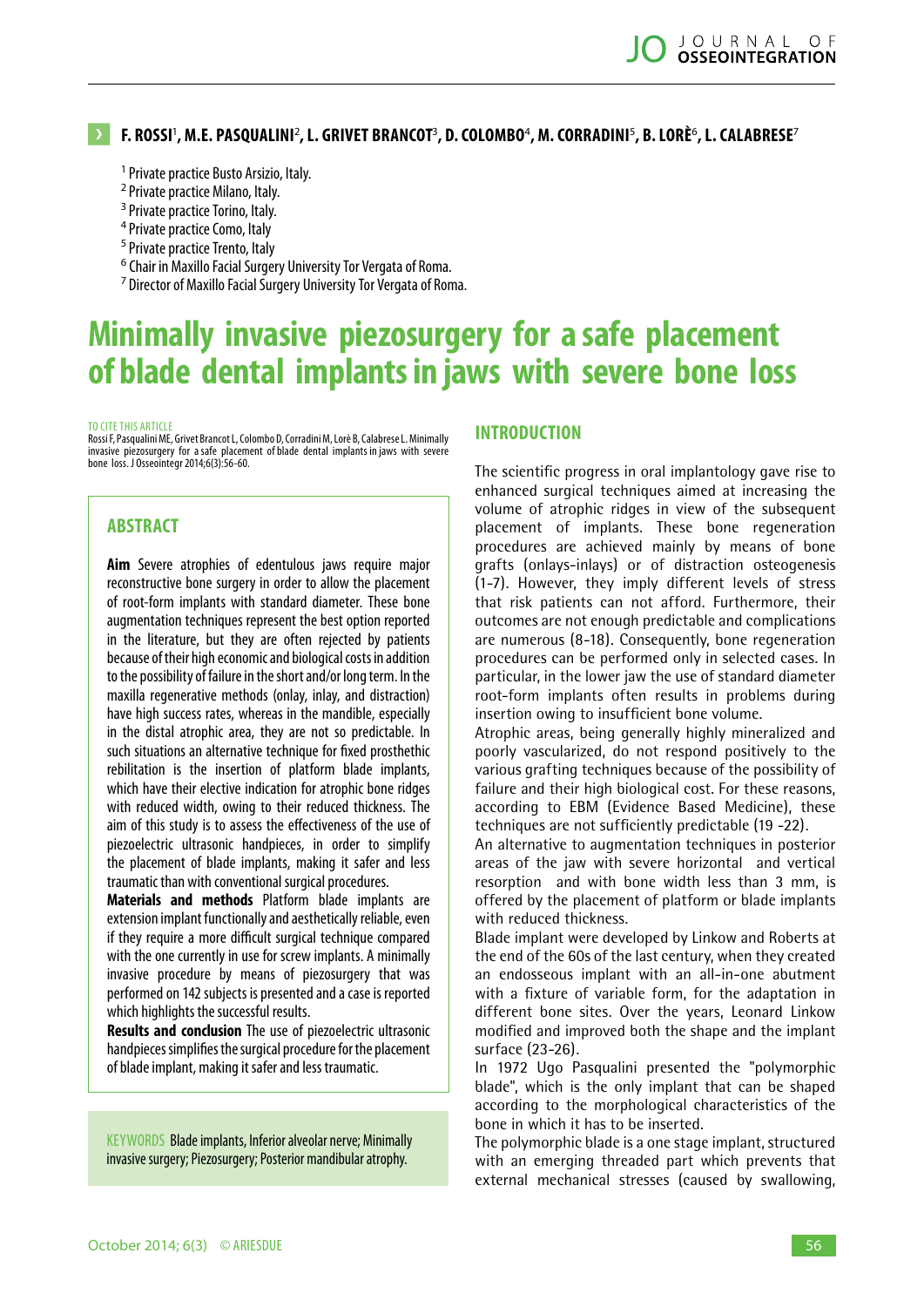**F. ROSSI[1], M.E. PASQUALINI[2], L. GRIVET BRANCOT[3], D. COLOMBO[4], M. CORRADINI[5], B. LORÈ[6], L. CALABRESE[7]**

[1] Private practice Busto Arsizio, Italy.
[2] Private practice Milano, Italy.
[3] Private practice Torino, Italy.
[4] Private practice Como, Italy
[5] Private practice Trento, Italy
[6] Chair in Maxillo Facial Surgery University Tor Vergata of Roma.
[7] Director of Maxillo Facial Surgery University Tor Vergata of Roma.

# Minimally invasive piezosurgery for a safe placement of blade dental implants in jaws with severe bone loss

TO CITE THIS ARTICLE
Rossi F, Pasqualini ME, Grivet Brancot L, Colombo D, Corradini M, Lorè B, Calabrese L. Minimally invasive piezosurgery for a safe placement of blade dental implants in jaws with severe bone loss. J Osseointegr 2014;6(3):56-60.

## ABSTRACT

**Aim** Severe atrophies of edentulous jaws require major reconstructive bone surgery in order to allow the placement of root-form implants with standard diameter. These bone augmentation techniques represent the best option reported in the literature, but they are often rejected by patients because of their high economic and biological costs in addition to the possibility of failure in the short and/or long term. In the maxilla regenerative methods (onlay, inlay, and distraction) have high success rates, whereas in the mandible, especially in the distal atrophic area, they are not so predictable. In such situations an alternative technique for fixed prosthethic rebilitation is the insertion of platform blade implants, which have their elective indication for atrophic bone ridges with reduced width, owing to their reduced thickness. The aim of this study is to assess the effectiveness of the use of piezoelectric ultrasonic handpieces, in order to simplify the placement of blade implants, making it safer and less traumatic than with conventional surgical procedures.

**Materials and methods** Platform blade implants are extension implant functionally and aesthetically reliable, even if they require a more difficult surgical technique compared with the one currently in use for screw implants. A minimally invasive procedure by means of piezosurgery that was performed on 142 subjects is presented and a case is reported which highlights the successful results.

**Results and conclusion** The use of piezoelectric ultrasonic handpieces simplifies the surgical procedure for the placement of blade implant, making it safer and less traumatic.

KEYWORDS Blade implants, Inferior alveolar nerve; Minimally invasive surgery; Piezosurgery; Posterior mandibular atrophy.

## INTRODUCTION

The scientific progress in oral implantology gave rise to enhanced surgical techniques aimed at increasing the volume of atrophic ridges in view of the subsequent placement of implants. These bone regeneration procedures are achieved mainly by means of bone grafts (onlays-inlays) or of distraction osteogenesis (1-7). However, they imply different levels of stress that risk patients can not afford. Furthermore, their outcomes are not enough predictable and complications are numerous (8-18). Consequently, bone regeneration procedures can be performed only in selected cases. In particular, in the lower jaw the use of standard diameter root-form implants often results in problems during insertion owing to insufficient bone volume.

Atrophic areas, being generally highly mineralized and poorly vascularized, do not respond positively to the various grafting techniques because of the possibility of failure and their high biological cost. For these reasons, according to EBM (Evidence Based Medicine), these techniques are not sufficiently predictable (19 -22).

An alternative to augmentation techniques in posterior areas of the jaw with severe horizontal and vertical resorption and with bone width less than 3 mm, is offered by the placement of platform or blade implants with reduced thickness.

Blade implant were developed by Linkow and Roberts at the end of the 60s of the last century, when they created an endosseous implant with an all-in-one abutment with a fixture of variable form, for the adaptation in different bone sites. Over the years, Leonard Linkow modified and improved both the shape and the implant surface (23-26).

In 1972 Ugo Pasqualini presented the "polymorphic blade", which is the only implant that can be shaped according to the morphological characteristics of the bone in which it has to be inserted.

The polymorphic blade is a one stage implant, structured with an emerging threaded part which prevents that external mechanical stresses (caused by swallowing,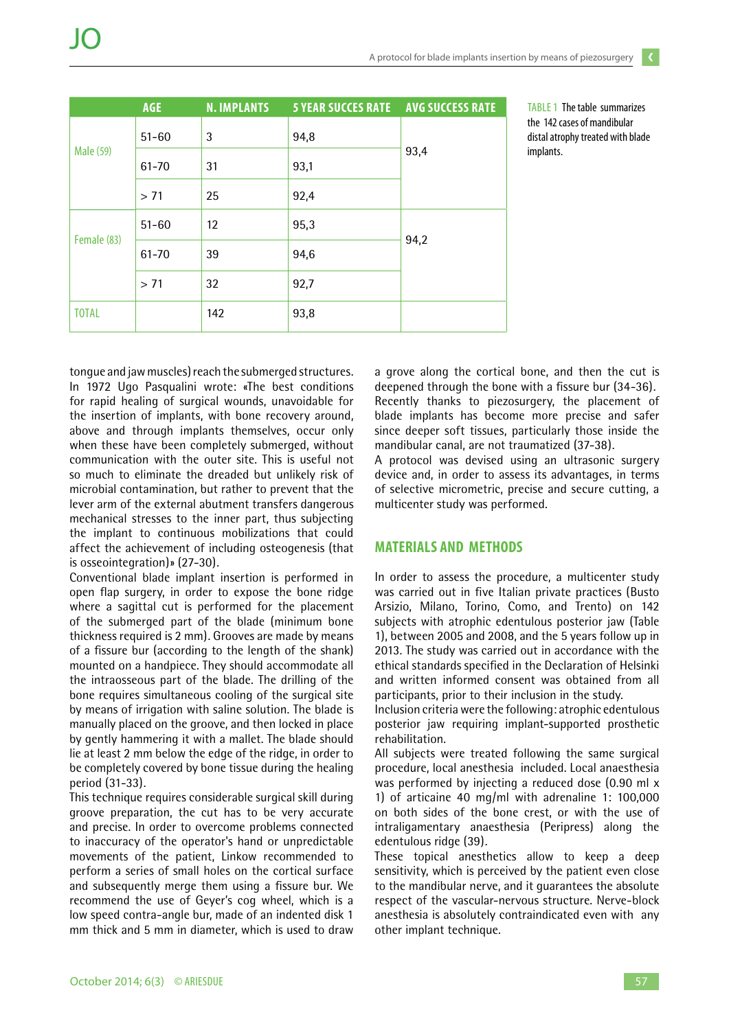| | AGE | N. IMPLANTS | 5 YEAR SUCCES RATE | AVG SUCCESS RATE |
|---|---|---|---|---|
| Male (59) | 51-60 | 3 | 94,8 | 93,4 |
| | 61-70 | 31 | 93,1 | |
| | > 71 | 25 | 92,4 | |
| Female (83) | 51-60 | 12 | 95,3 | 94,2 |
| | 61-70 | 39 | 94,6 | |
| | > 71 | 32 | 92,7 | |
| TOTAL | | 142 | 93,8 | |

TABLE 1 The table summarizes the 142 cases of mandibular distal atrophy treated with blade implants.

tongue and jaw muscles) reach the submerged structures. In 1972 Ugo Pasqualini wrote: «The best conditions for rapid healing of surgical wounds, unavoidable for the insertion of implants, with bone recovery around, above and through implants themselves, occur only when these have been completely submerged, without communication with the outer site. This is useful not so much to eliminate the dreaded but unlikely risk of microbial contamination, but rather to prevent that the lever arm of the external abutment transfers dangerous mechanical stresses to the inner part, thus subjecting the implant to continuous mobilizations that could affect the achievement of including osteogenesis (that is osseointegration)» (27-30).

Conventional blade implant insertion is performed in open flap surgery, in order to expose the bone ridge where a sagittal cut is performed for the placement of the submerged part of the blade (minimum bone thickness required is 2 mm). Grooves are made by means of a fissure bur (according to the length of the shank) mounted on a handpiece. They should accommodate all the intraosseous part of the blade. The drilling of the bone requires simultaneous cooling of the surgical site by means of irrigation with saline solution. The blade is manually placed on the groove, and then locked in place by gently hammering it with a mallet. The blade should lie at least 2 mm below the edge of the ridge, in order to be completely covered by bone tissue during the healing period (31-33).

This technique requires considerable surgical skill during groove preparation, the cut has to be very accurate and precise. In order to overcome problems connected to inaccuracy of the operator's hand or unpredictable movements of the patient, Linkow recommended to perform a series of small holes on the cortical surface and subsequently merge them using a fissure bur. We recommend the use of Geyer's cog wheel, which is a low speed contra-angle bur, made of an indented disk 1 mm thick and 5 mm in diameter, which is used to draw a grove along the cortical bone, and then the cut is deepened through the bone with a fissure bur (34-36).

Recently thanks to piezosurgery, the placement of blade implants has become more precise and safer since deeper soft tissues, particularly those inside the mandibular canal, are not traumatized (37-38).

A protocol was devised using an ultrasonic surgery device and, in order to assess its advantages, in terms of selective micrometric, precise and secure cutting, a multicenter study was performed.

## MATERIALS AND METHODS

In order to assess the procedure, a multicenter study was carried out in five Italian private practices (Busto Arsizio, Milano, Torino, Como, and Trento) on 142 subjects with atrophic edentulous posterior jaw (Table 1), between 2005 and 2008, and the 5 years follow up in 2013. The study was carried out in accordance with the ethical standards specified in the Declaration of Helsinki and written informed consent was obtained from all participants, prior to their inclusion in the study.

Inclusion criteria were the following: atrophic edentulous posterior jaw requiring implant-supported prosthetic rehabilitation.

All subjects were treated following the same surgical procedure, local anesthesia included. Local anaesthesia was performed by injecting a reduced dose (0.90 ml x 1) of articaine 40 mg/ml with adrenaline 1: 100,000 on both sides of the bone crest, or with the use of intraligamentary anaesthesia (Peripress) along the edentulous ridge (39).

These topical anesthetics allow to keep a deep sensitivity, which is perceived by the patient even close to the mandibular nerve, and it guarantees the absolute respect of the vascular-nervous structure. Nerve-block anesthesia is absolutely contraindicated even with any other implant technique.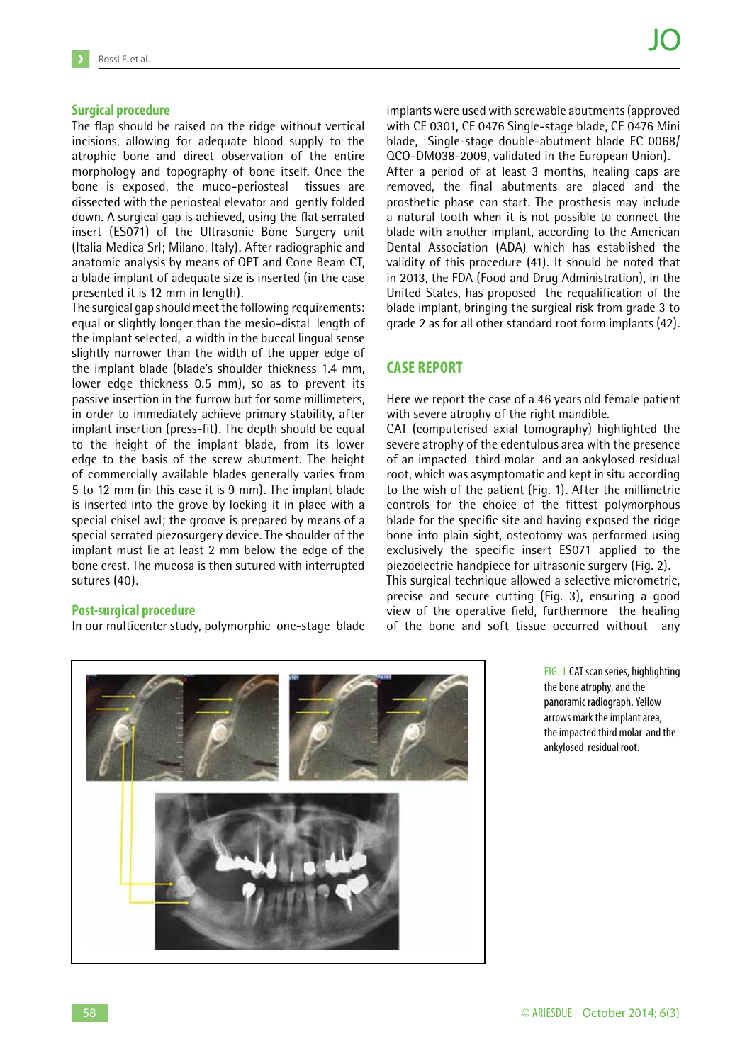### Surgical procedure

The flap should be raised on the ridge without vertical incisions, allowing for adequate blood supply to the atrophic bone and direct observation of the entire morphology and topography of bone itself. Once the bone is exposed, the muco-periosteal tissues are dissected with the periosteal elevator and gently folded down. A surgical gap is achieved, using the flat serrated insert (ES071) of the Ultrasonic Bone Surgery unit (Italia Medica Srl; Milano, Italy). After radiographic and anatomic analysis by means of OPT and Cone Beam CT, a blade implant of adequate size is inserted (in the case presented it is 12 mm in length).

The surgical gap should meet the following requirements: equal or slightly longer than the mesio-distal length of the implant selected, a width in the buccal lingual sense slightly narrower than the width of the upper edge of the implant blade (blade's shoulder thickness 1.4 mm, lower edge thickness 0.5 mm), so as to prevent its passive insertion in the furrow but for some millimeters, in order to immediately achieve primary stability, after implant insertion (press-fit). The depth should be equal to the height of the implant blade, from its lower edge to the basis of the screw abutment. The height of commercially available blades generally varies from 5 to 12 mm (in this case it is 9 mm). The implant blade is inserted into the grove by locking it in place with a special chisel awl; the groove is prepared by means of a special serrated piezosurgery device. The shoulder of the implant must lie at least 2 mm below the edge of the bone crest. The mucosa is then sutured with interrupted sutures (40).

### Post-surgical procedure

In our multicenter study, polymorphic one-stage blade implants were used with screwable abutments (approved with CE 0301, CE 0476 Single-stage blade, CE 0476 Mini blade, Single-stage double-abutment blade EC 0068/QCO-DM038-2009, validated in the European Union).

After a period of at least 3 months, healing caps are removed, the final abutments are placed and the prosthetic phase can start. The prosthesis may include a natural tooth when it is not possible to connect the blade with another implant, according to the American Dental Association (ADA) which has established the validity of this procedure (41). It should be noted that in 2013, the FDA (Food and Drug Administration), in the United States, has proposed the requalification of the blade implant, bringing the surgical risk from grade 3 to grade 2 as for all other standard root form implants (42).

## CASE REPORT

Here we report the case of a 46 years old female patient with severe atrophy of the right mandible.

CAT (computerised axial tomography) highlighted the severe atrophy of the edentulous area with the presence of an impacted third molar and an ankylosed residual root, which was asymptomatic and kept in situ according to the wish of the patient (Fig. 1). After the millimetric controls for the choice of the fittest polymorphous blade for the specific site and having exposed the ridge bone into plain sight, osteotomy was performed using exclusively the specific insert ES071 applied to the piezoelectric handpiece for ultrasonic surgery (Fig. 2).

This surgical technique allowed a selective micrometric, precise and secure cutting (Fig. 3), ensuring a good view of the operative field, furthermore the healing of the bone and soft tissue occurred without any

FIG. 1 CAT scan series, highlighting the bone atrophy, and the panoramic radiograph. Yellow arrows mark the implant area, the impacted third molar and the ankylosed residual root.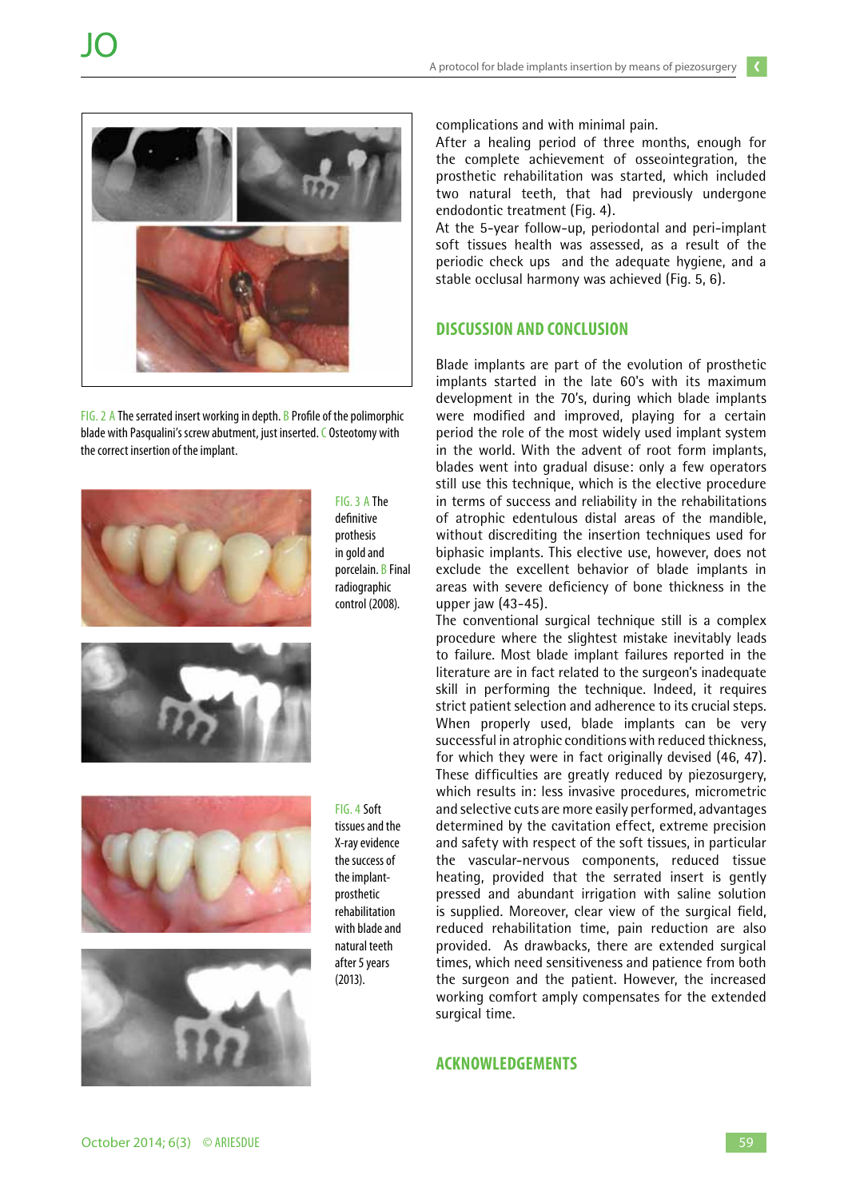FIG. 2 A The serrated insert working in depth. B Profile of the polimorphic blade with Pasqualini's screw abutment, just inserted. C Osteotomy with the correct insertion of the implant.

FIG. 3 A The definitive prothesis in gold and porcelain. B Final radiographic control (2008).

FIG. 4 Soft tissues and the X-ray evidence the success of the implant-prosthetic rehabilitation with blade and natural teeth after 5 years (2013).

complications and with minimal pain.

After a healing period of three months, enough for the complete achievement of osseointegration, the prosthetic rehabilitation was started, which included two natural teeth, that had previously undergone endodontic treatment (Fig. 4).

At the 5-year follow-up, periodontal and peri-implant soft tissues health was assessed, as a result of the periodic check ups and the adequate hygiene, and a stable occlusal harmony was achieved (Fig. 5, 6).

## DISCUSSION AND CONCLUSION

Blade implants are part of the evolution of prosthetic implants started in the late 60's with its maximum development in the 70's, during which blade implants were modified and improved, playing for a certain period the role of the most widely used implant system in the world. With the advent of root form implants, blades went into gradual disuse: only a few operators still use this technique, which is the elective procedure in terms of success and reliability in the rehabilitations of atrophic edentulous distal areas of the mandible, without discrediting the insertion techniques used for biphasic implants. This elective use, however, does not exclude the excellent behavior of blade implants in areas with severe deficiency of bone thickness in the upper jaw (43-45).

The conventional surgical technique still is a complex procedure where the slightest mistake inevitably leads to failure. Most blade implant failures reported in the literature are in fact related to the surgeon's inadequate skill in performing the technique. Indeed, it requires strict patient selection and adherence to its crucial steps. When properly used, blade implants can be very successful in atrophic conditions with reduced thickness, for which they were in fact originally devised (46, 47). These difficulties are greatly reduced by piezosurgery, which results in: less invasive procedures, micrometric and selective cuts are more easily performed, advantages determined by the cavitation effect, extreme precision and safety with respect of the soft tissues, in particular the vascular-nervous components, reduced tissue heating, provided that the serrated insert is gently pressed and abundant irrigation with saline solution is supplied. Moreover, clear view of the surgical field, reduced rehabilitation time, pain reduction are also provided. As drawbacks, there are extended surgical times, which need sensitiveness and patience from both the surgeon and the patient. However, the increased working comfort amply compensates for the extended surgical time.

## ACKNOWLEDGEMENTS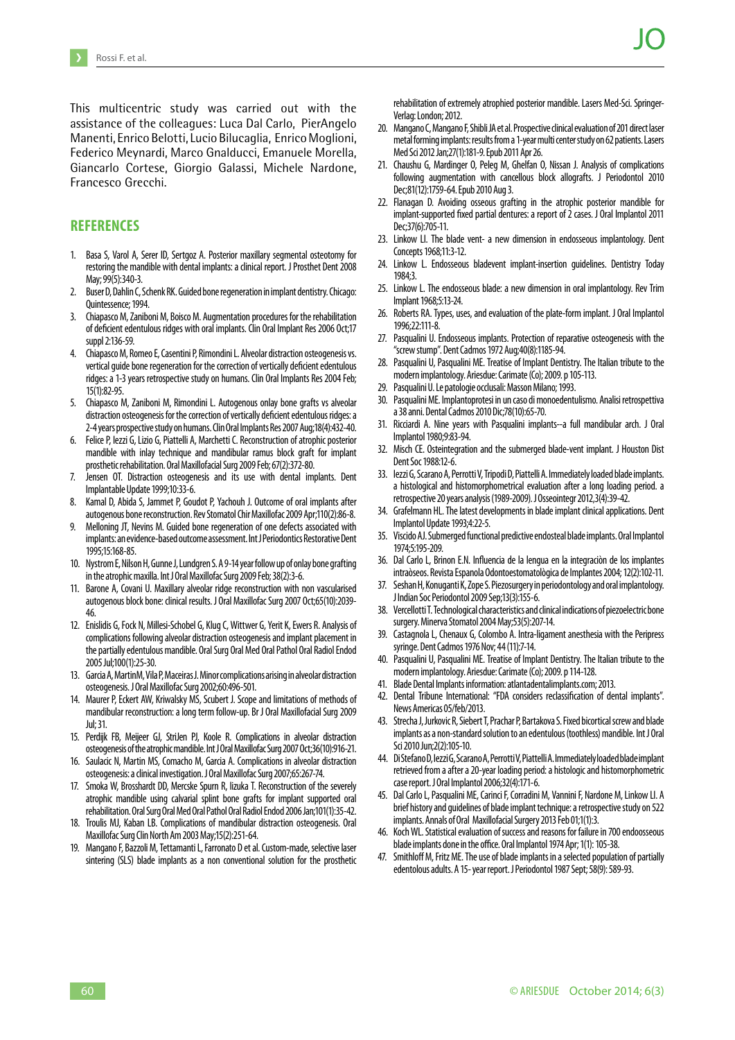This multicentric study was carried out with the assistance of the colleagues: Luca Dal Carlo, PierAngelo Manenti, Enrico Belotti, Lucio Bilucaglia, Enrico Moglioni, Federico Meynardi, Marco Gnalducci, Emanuele Morella, Giancarlo Cortese, Giorgio Galassi, Michele Nardone, Francesco Grecchi.

## REFERENCES

1. Basa S, Varol A, Serer ID, Sertgoz A. Posterior maxillary segmental osteotomy for restoring the mandible with dental implants: a clinical report. J Prosthet Dent 2008 May; 99(5):340-3.
2. Buser D, Dahlin C, Schenk RK. Guided bone regeneration in implant dentistry. Chicago: Quintessence; 1994.
3. Chiapasco M, Zaniboni M, Boisco M. Augmentation procedures for the rehabilitation of deficient edentulous ridges with oral implants. Clin Oral Implant Res 2006 Oct;17 suppl 2:136-59.
4. Chiapasco M, Romeo E, Casentini P, Rimondini L. Alveolar distraction osteogenesis vs. vertical guide bone regeneration for the correction of vertically deficient edentulous ridges: a 1-3 years retrospective study on humans. Clin Oral Implants Res 2004 Feb; 15(1):82-95.
5. Chiapasco M, Zaniboni M, Rimondini L. Autogenous onlay bone grafts vs alveolar distraction osteogenesis for the correction of vertically deficient edentulous ridges: a 2-4 years prospective study on humans. Clin Oral Implants Res 2007 Aug;18(4):432-40.
6. Felice P, Iezzi G, Lizio G, Piattelli A, Marchetti C. Reconstruction of atrophic posterior mandible with inlay technique and mandibular ramus block graft for implant prosthetic rehabilitation. Oral Maxillofacial Surg 2009 Feb; 67(2):372-80.
7. Jensen OT. Distraction osteogenesis and its use with dental implants. Dent Implantable Update 1999;10:33-6.
8. Kamal D, Abida S, Jammet P, Goudot P, Yachouh J. Outcome of oral implants after autogenous bone reconstruction. Rev Stomatol Chir Maxillofac 2009 Apr;110(2):86-8.
9. Melloning JT, Nevins M. Guided bone regeneration of one defects associated with implants: an evidence-based outcome assessment. Int J Periodontics Restorative Dent 1995;15:168-85.
10. Nystrom E, Nilson H, Gunne J, Lundgren S. A 9-14 year follow up of onlay bone grafting in the atrophic maxilla. Int J Oral Maxillofac Surg 2009 Feb; 38(2):3-6.
11. Barone A, Covani U. Maxillary alveolar ridge reconstruction with non vascularised autogenous block bone: clinical results. J Oral Maxillofac Surg 2007 Oct;65(10):2039-46.
12. Enislidis G, Fock N, Millesi-Schobel G, Klug C, Wittwer G, Yerit K, Ewers R. Analysis of complications following alveolar distraction osteogenesis and implant placement in the partially edentulous mandible. Oral Surg Oral Med Oral Pathol Oral Radiol Endod 2005 Jul;100(1):25-30.
13. Garcia A, MartinM, Vila P, Maceiras J. Minor complications arising in alveolar distraction osteogenesis. J Oral Maxillofac Surg 2002;60:496-501.
14. Maurer P, Eckert AW, Kriwalsky MS, Scubert J. Scope and limitations of methods of mandibular reconstruction: a long term follow-up. Br J Oral Maxillofacial Surg 2009 Jul; 31.
15. Perdijk FB, Meijeer GJ, StriJen PJ, Koole R. Complications in alveolar distraction osteogenesis of the atrophic mandible. Int J Oral Maxillofac Surg 2007 Oct;36(10):916-21.
16. Saulacic N, Martin MS, Comacho M, Garcia A. Complications in alveolar distraction osteogenesis: a clinical investigation. J Oral Maxillofac Surg 2007;65:267-74.
17. Smoka W, Brosshardt DD, Mercske Spurn R, Iizuka T. Reconstruction of the severely atrophic mandible using calvarial split bone grafts for implant supported oral rehabilitation. Oral Surg Oral Med Oral Pathol Oral Radiol Endod 2006 Jan;101(1):35-42.
18. Troulis MJ, Kaban LB. Complications of mandibular distraction osteogenesis. Oral Maxillofac Surg Clin North Am 2003 May;15(2):251-64.
19. Mangano F, Bazzoli M, Tettamanti L, Farronato D et al. Custom-made, selective laser sintering (SLS) blade implants as a non conventional solution for the prosthetic rehabilitation of extremely atrophied posterior mandible. Lasers Med-Sci. Springer-Verlag: London; 2012.
20. Mangano C, Mangano F, Shibli JA et al. Prospective clinical evaluation of 201 direct laser metal forming implants: results from a 1-year multi center study on 62 patients. Lasers Med Sci 2012 Jan;27(1):181-9. Epub 2011 Apr 26.
21. Chaushu G, Mardinger O, Peleg M, Ghelfan O, Nissan J. Analysis of complications following augmentation with cancellous block allografts. J Periodontol 2010 Dec;81(12):1759-64. Epub 2010 Aug 3.
22. Flanagan D. Avoiding osseous grafting in the atrophic posterior mandible for implant-supported fixed partial dentures: a report of 2 cases. J Oral Implantol 2011 Dec;37(6):705-11.
23. Linkow LI. The blade vent- a new dimension in endosseous implantology. Dent Concepts 1968;11:3-12.
24. Linkow L. Endosseous bladevent implant-insertion guidelines. Dentistry Today 1984;3.
25. Linkow L. The endosseous blade: a new dimension in oral implantology. Rev Trim Implant 1968;5:13-24.
26. Roberts RA. Types, uses, and evaluation of the plate-form implant. J Oral Implantol 1996;22:111-8.
27. Pasqualini U. Endosseous implants. Protection of reparative osteogenesis with the "screw stump". Dent Cadmos 1972 Aug;40(8):1185-94.
28. Pasqualini U, Pasqualini ME. Treatise of Implant Dentistry. The Italian tribute to the modern implantology. Ariesdue: Carimate (Co); 2009. p 105-113.
29. Pasqualini U. Le patologie occlusali: Masson Milano; 1993.
30. Pasqualini ME. Implantoprotesi in un caso di monoedentulismo. Analisi retrospettiva a 38 anni. Dental Cadmos 2010 Dic;78(10):65-70.
31. Ricciardi A. Nine years with Pasqualini implants--a full mandibular arch. J Oral Implantol 1980;9:83-94.
32. Misch CE. Osteintegration and the submerged blade-vent implant. J Houston Dist Dent Soc 1988:12-6.
33. Iezzi G, Scarano A, Perrotti V, Tripodi D, Piattelli A. Immediately loaded blade implants. a histological and histomorphometrical evaluation after a long loading period. a retrospective 20 years analysis (1989-2009). J Osseointegr 2012,3(4):39-42.
34. Grafelmann HL. The latest developments in blade implant clinical applications. Dent Implantol Update 1993;4:22-5.
35. Viscido AJ. Submerged functional predictive endosteal blade implants. Oral Implantol 1974;5:195-209.
36. Dal Carlo L, Brinon E.N. Influencia de la lengua en la integraciòn de los implantes intraòseos. Revista Espanola Odontoestomatològica de Implantes 2004; 12(2):102-11.
37. Seshan H, Konuganti K, Zope S. Piezosurgery in periodontology and oral implantology. J Indian Soc Periodontol 2009 Sep;13(3):155-6.
38. Vercellotti T. Technological characteristics and clinical indications of piezoelectric bone surgery. Minerva Stomatol 2004 May;53(5):207-14.
39. Castagnola L, Chenaux G, Colombo A. Intra-ligament anesthesia with the Peripress syringe. Dent Cadmos 1976 Nov; 44 (11):7-14.
40. Pasqualini U, Pasqualini ME. Treatise of Implant Dentistry. The Italian tribute to the modern implantology. Ariesdue: Carimate (Co); 2009. p 114-128.
41. Blade Dental Implants information: atlantadentalimplants.com; 2013.
42. Dental Tribune International: "FDA considers reclassification of dental implants". News Americas 05/feb/2013.
43. Strecha J, Jurkovic R, Siebert T, Prachar P, Bartakova S. Fixed bicortical screw and blade implants as a non-standard solution to an edentulous (toothless) mandible. Int J Oral Sci 2010 Jun;2(2):105-10.
44. Di Stefano D, Iezzi G, Scarano A, Perrotti V, Piattelli A. Immediately loaded blade implant retrieved from a after a 20-year loading period: a histologic and histomorphometric case report. J Oral Implantol 2006;32(4):171-6.
45. Dal Carlo L, Pasqualini ME, Carinci F, Corradini M, Vannini F, Nardone M, Linkow LI. A brief history and guidelines of blade implant technique: a retrospective study on 522 implants. Annals of Oral Maxillofacial Surgery 2013 Feb 01;1(1):3.
46. Koch WL. Statistical evaluation of success and reasons for failure in 700 endoosseous blade implants done in the office. Oral Implantol 1974 Apr; 1(1): 105-38.
47. Smithloff M, Fritz ME. The use of blade implants in a selected population of partially edentulous adults. A 15- year report. J Periodontol 1987 Sept; 58(9): 589-93.